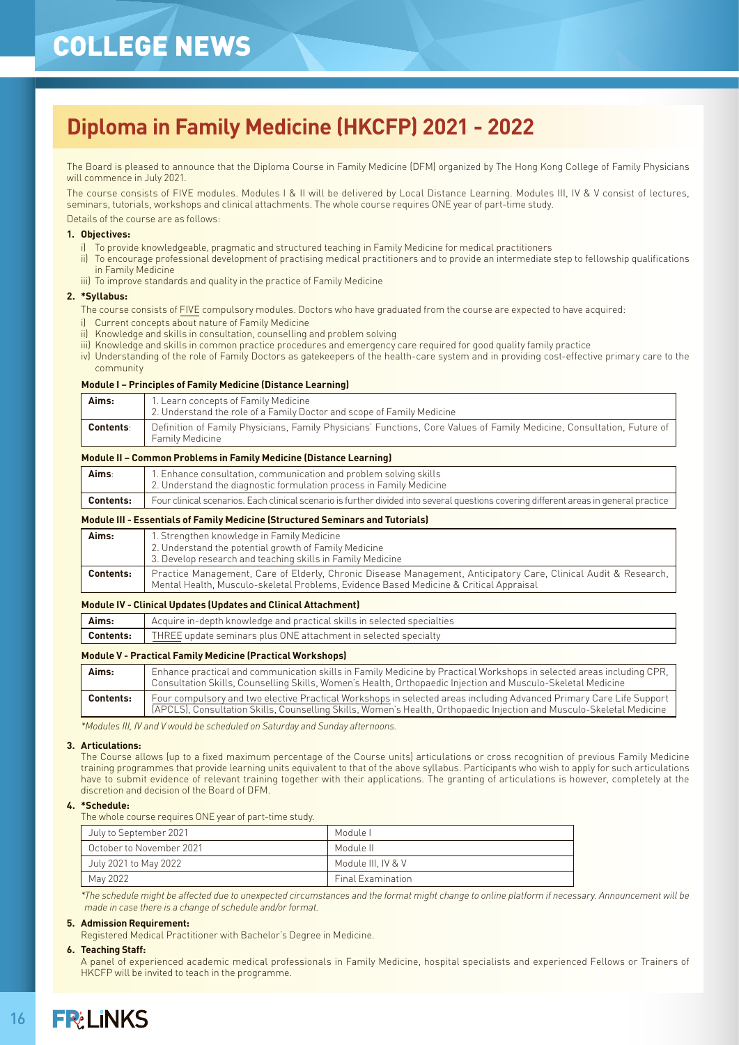# COLLEGE NEWS

## Diploma in Family Medicine (HKCFP) 2021 - 2022

The Board is pleased to announce that the Diploma Course in Family Medicine (DFM) organized by The Hong Kong College of Family Physicians will commence in July 2021.

The course consists of FIVE modules. Modules I & II will be delivered by Local Distance Learning. Modules III, IV & V consist of lectures, seminars, tutorials, workshops and clinical attachments. The whole course requires ONE year of part-time study.

Details of the course are as follows:

**1. Objectives:**

i) To provide knowledgeable, pragmatic and structured teaching in Family Medicine for medical practitioners
ii) To encourage professional development of practising medical practitioners and to provide an intermediate step to fellowship qualifications in Family Medicine
iii) To improve standards and quality in the practice of Family Medicine

**2. \*Syllabus:**

The course consists of FIVE compulsory modules. Doctors who have graduated from the course are expected to have acquired:

i) Current concepts about nature of Family Medicine
ii) Knowledge and skills in consultation, counselling and problem solving
iii) Knowledge and skills in common practice procedures and emergency care required for good quality family practice
iv) Understanding of the role of Family Doctors as gatekeepers of the health-care system and in providing cost-effective primary care to the community

**Module I – Principles of Family Medicine (Distance Learning)**

| | |
|---|---|
| **Aims:** | 1. Learn concepts of Family Medicine<br>2. Understand the role of a Family Doctor and scope of Family Medicine |
| **Contents**: | Definition of Family Physicians, Family Physicians' Functions, Core Values of Family Medicine, Consultation, Future of Family Medicine |

**Module II – Common Problems in Family Medicine (Distance Learning)**

| | |
|---|---|
| **Aims**: | 1. Enhance consultation, communication and problem solving skills<br>2. Understand the diagnostic formulation process in Family Medicine |
| **Contents:** | Four clinical scenarios. Each clinical scenario is further divided into several questions covering different areas in general practice |

**Module III - Essentials of Family Medicine (Structured Seminars and Tutorials)**

| | |
|---|---|
| **Aims:** | 1. Strengthen knowledge in Family Medicine<br>2. Understand the potential growth of Family Medicine<br>3. Develop research and teaching skills in Family Medicine |
| **Contents:** | Practice Management, Care of Elderly, Chronic Disease Management, Anticipatory Care, Clinical Audit & Research, Mental Health, Musculo-skeletal Problems, Evidence Based Medicine & Critical Appraisal |

**Module IV - Clinical Updates (Updates and Clinical Attachment)**

| | |
|---|---|
| **Aims:** | Acquire in-depth knowledge and practical skills in selected specialties |
| **Contents:** | THREE update seminars plus ONE attachment in selected specialty |

**Module V - Practical Family Medicine (Practical Workshops)**

| | |
|---|---|
| **Aims:** | Enhance practical and communication skills in Family Medicine by Practical Workshops in selected areas including CPR, Consultation Skills, Counselling Skills, Women's Health, Orthopaedic Injection and Musculo-Skeletal Medicine |
| **Contents:** | Four compulsory and two elective Practical Workshops in selected areas including Advanced Primary Care Life Support (APCLS), Consultation Skills, Counselling Skills, Women's Health, Orthopaedic Injection and Musculo-Skeletal Medicine |

*\*Modules III, IV and V would be scheduled on Saturday and Sunday afternoons.*

**3. Articulations:**

The Course allows (up to a fixed maximum percentage of the Course units) articulations or cross recognition of previous Family Medicine training programmes that provide learning units equivalent to that of the above syllabus. Participants who wish to apply for such articulations have to submit evidence of relevant training together with their applications. The granting of articulations is however, completely at the discretion and decision of the Board of DFM.

**4. \*Schedule:**

The whole course requires ONE year of part-time study.

| | |
|---|---|
| July to September 2021 | Module I |
| October to November 2021 | Module II |
| July 2021 to May 2022 | Module III, IV & V |
| May 2022 | Final Examination |

*\*The schedule might be affected due to unexpected circumstances and the format might change to online platform if necessary. Announcement will be made in case there is a change of schedule and/or format.*

**5. Admission Requirement:**

Registered Medical Practitioner with Bachelor's Degree in Medicine.

**6. Teaching Staff:**

A panel of experienced academic medical professionals in Family Medicine, hospital specialists and experienced Fellows or Trainers of HKCFP will be invited to teach in the programme.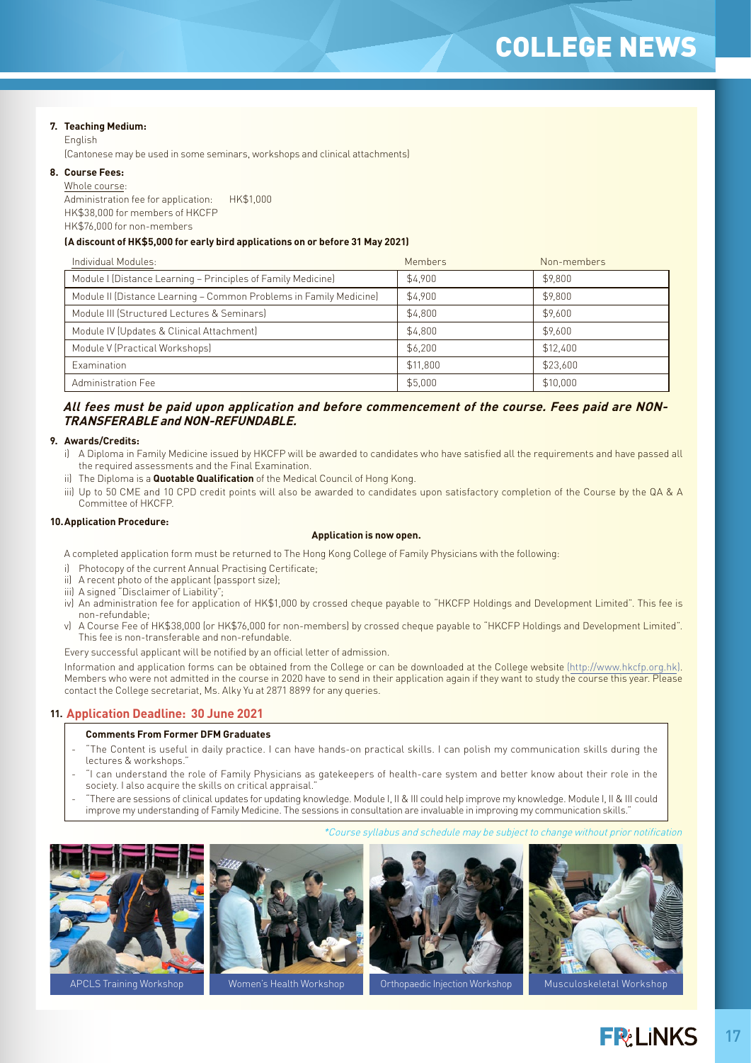**7. Teaching Medium:**

English

(Cantonese may be used in some seminars, workshops and clinical attachments)

**8. Course Fees:**

Whole course:

Administration fee for application: HK$1,000

HK$38,000 for members of HKCFP

HK$76,000 for non-members

**(A discount of HK$5,000 for early bird applications on or before 31 May 2021)**

| Individual Modules: | Members | Non-members |
|---|---|---|
| Module I (Distance Learning – Principles of Family Medicine) | $4,900 | $9,800 |
| Module II (Distance Learning – Common Problems in Family Medicine) | $4,900 | $9,800 |
| Module III (Structured Lectures & Seminars) | $4,800 | $9,600 |
| Module IV (Updates & Clinical Attachment) | $4,800 | $9,600 |
| Module V (Practical Workshops) | $6,200 | $12,400 |
| Examination | $11,800 | $23,600 |
| Administration Fee | $5,000 | $10,000 |

***All fees must be paid upon application and before commencement of the course. Fees paid are NON-TRANSFERABLE and NON-REFUNDABLE.***

**9. Awards/Credits:**

i) A Diploma in Family Medicine issued by HKCFP will be awarded to candidates who have satisfied all the requirements and have passed all the required assessments and the Final Examination.

ii) The Diploma is a **Quotable Qualification** of the Medical Council of Hong Kong.

iii) Up to 50 CME and 10 CPD credit points will also be awarded to candidates upon satisfactory completion of the Course by the QA & A Committee of HKCFP.

**10. Application Procedure:**

**Application is now open.**

A completed application form must be returned to The Hong Kong College of Family Physicians with the following:

i) Photocopy of the current Annual Practising Certificate;

ii) A recent photo of the applicant (passport size);

iii) A signed "Disclaimer of Liability";

iv) An administration fee for application of HK$1,000 by crossed cheque payable to "HKCFP Holdings and Development Limited". This fee is non-refundable;

v) A Course Fee of HK$38,000 (or HK$76,000 for non-members) by crossed cheque payable to "HKCFP Holdings and Development Limited". This fee is non-transferable and non-refundable.

Every successful applicant will be notified by an official letter of admission.

Information and application forms can be obtained from the College or can be downloaded at the College website (http://www.hkcfp.org.hk). Members who were not admitted in the course in 2020 have to send in their application again if they want to study the course this year. Please contact the College secretariat, Ms. Alky Yu at 2871 8899 for any queries.

**11. Application Deadline: 30 June 2021**

**Comments From Former DFM Graduates**

- "The Content is useful in daily practice. I can have hands-on practical skills. I can polish my communication skills during the lectures & workshops."
- "I can understand the role of Family Physicians as gatekeepers of health-care system and better know about their role in the society. I also acquire the skills on critical appraisal."
- "There are sessions of clinical updates for updating knowledge. Module I, II & III could help improve my knowledge. Module I, II & III could improve my understanding of Family Medicine. The sessions in consultation are invaluable in improving my communication skills."

*\*Course syllabus and schedule may be subject to change without prior notification*

APCLS Training Workshop

Women's Health Workshop

Orthopaedic Injection Workshop

Musculoskeletal Workshop